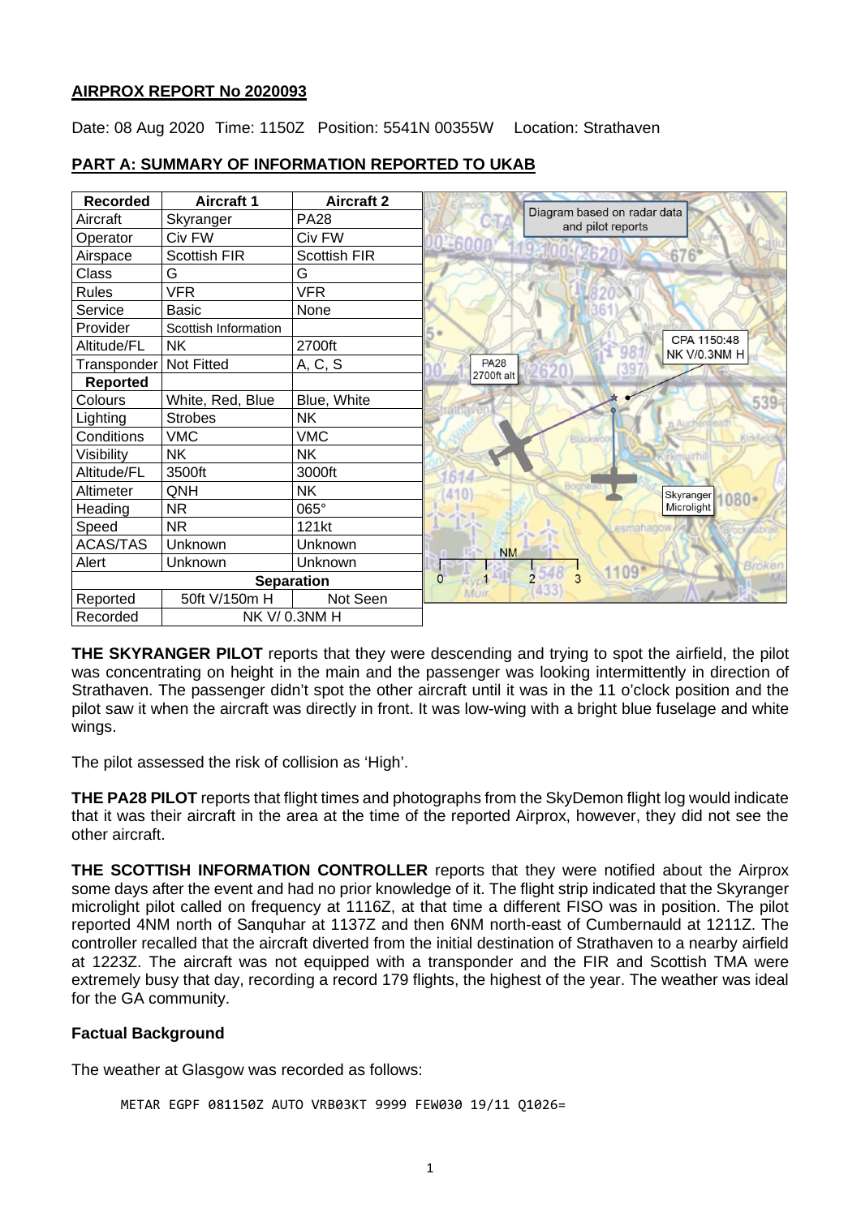**AIRPROX REPORT No 2020093**

Date: 08 Aug 2020 Time: 1150Z Position: 5541N 00355W Location: Strathaven

## PART A: SUMMARY OF INFORMATION REPORTED TO UKAB

| Recorded | Aircraft 1 | Aircraft 2 |
|---|---|---|
| Aircraft | Skyranger | PA28 |
| Operator | Civ FW | Civ FW |
| Airspace | Scottish FIR | Scottish FIR |
| Class | G | G |
| Rules | VFR | VFR |
| Service | Basic | None |
| Provider | Scottish Information | |
| Altitude/FL | NK | 2700ft |
| Transponder | Not Fitted | A, C, S |
| **Reported** | | |
| Colours | White, Red, Blue | Blue, White |
| Lighting | Strobes | NK |
| Conditions | VMC | VMC |
| Visibility | NK | NK |
| Altitude/FL | 3500ft | 3000ft |
| Altimeter | QNH | NK |
| Heading | NR | 065° |
| Speed | NR | 121kt |
| ACAS/TAS | Unknown | Unknown |
| Alert | Unknown | Unknown |
| **Separation** | | |
| Reported | 50ft V/150m H | Not Seen |
| Recorded | NK V/ 0.3NM H | |

Diagram based on radar data and pilot reports

CPA 1150:48 NK V/0.3NM H

PA28 2700ft alt

Skyranger Microlight

**THE SKYRANGER PILOT** reports that they were descending and trying to spot the airfield, the pilot was concentrating on height in the main and the passenger was looking intermittently in direction of Strathaven. The passenger didn't spot the other aircraft until it was in the 11 o'clock position and the pilot saw it when the aircraft was directly in front. It was low-wing with a bright blue fuselage and white wings.

The pilot assessed the risk of collision as 'High'.

**THE PA28 PILOT** reports that flight times and photographs from the SkyDemon flight log would indicate that it was their aircraft in the area at the time of the reported Airprox, however, they did not see the other aircraft.

**THE SCOTTISH INFORMATION CONTROLLER** reports that they were notified about the Airprox some days after the event and had no prior knowledge of it. The flight strip indicated that the Skyranger microlight pilot called on frequency at 1116Z, at that time a different FISO was in position. The pilot reported 4NM north of Sanquhar at 1137Z and then 6NM north-east of Cumbernauld at 1211Z. The controller recalled that the aircraft diverted from the initial destination of Strathaven to a nearby airfield at 1223Z. The aircraft was not equipped with a transponder and the FIR and Scottish TMA were extremely busy that day, recording a record 179 flights, the highest of the year. The weather was ideal for the GA community.

### Factual Background

The weather at Glasgow was recorded as follows:

```
METAR EGPF 081150Z AUTO VRB03KT 9999 FEW030 19/11 Q1026=
```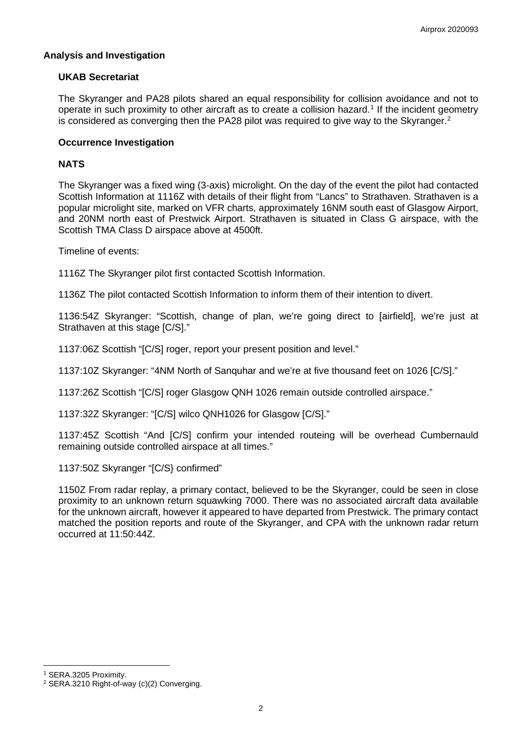## Analysis and Investigation

### UKAB Secretariat

The Skyranger and PA28 pilots shared an equal responsibility for collision avoidance and not to operate in such proximity to other aircraft as to create a collision hazard.[1] If the incident geometry is considered as converging then the PA28 pilot was required to give way to the Skyranger.[2]

### Occurrence Investigation

### NATS

The Skyranger was a fixed wing (3-axis) microlight. On the day of the event the pilot had contacted Scottish Information at 1116Z with details of their flight from "Lancs" to Strathaven. Strathaven is a popular microlight site, marked on VFR charts, approximately 16NM south east of Glasgow Airport, and 20NM north east of Prestwick Airport. Strathaven is situated in Class G airspace, with the Scottish TMA Class D airspace above at 4500ft.

Timeline of events:

1116Z The Skyranger pilot first contacted Scottish Information.

1136Z The pilot contacted Scottish Information to inform them of their intention to divert.

1136:54Z Skyranger: "Scottish, change of plan, we're going direct to [airfield], we're just at Strathaven at this stage [C/S]."

1137:06Z Scottish "[C/S] roger, report your present position and level."

1137:10Z Skyranger: "4NM North of Sanquhar and we're at five thousand feet on 1026 [C/S]."

1137:26Z Scottish "[C/S] roger Glasgow QNH 1026 remain outside controlled airspace."

1137:32Z Skyranger: "[C/S] wilco QNH1026 for Glasgow [C/S]."

1137:45Z Scottish "And [C/S] confirm your intended routeing will be overhead Cumbernauld remaining outside controlled airspace at all times."

1137:50Z Skyranger "[C/S} confirmed"

1150Z From radar replay, a primary contact, believed to be the Skyranger, could be seen in close proximity to an unknown return squawking 7000. There was no associated aircraft data available for the unknown aircraft, however it appeared to have departed from Prestwick. The primary contact matched the position reports and route of the Skyranger, and CPA with the unknown radar return occurred at 11:50:44Z.

---

[1] SERA.3205 Proximity.

[2] SERA.3210 Right-of-way (c)(2) Converging.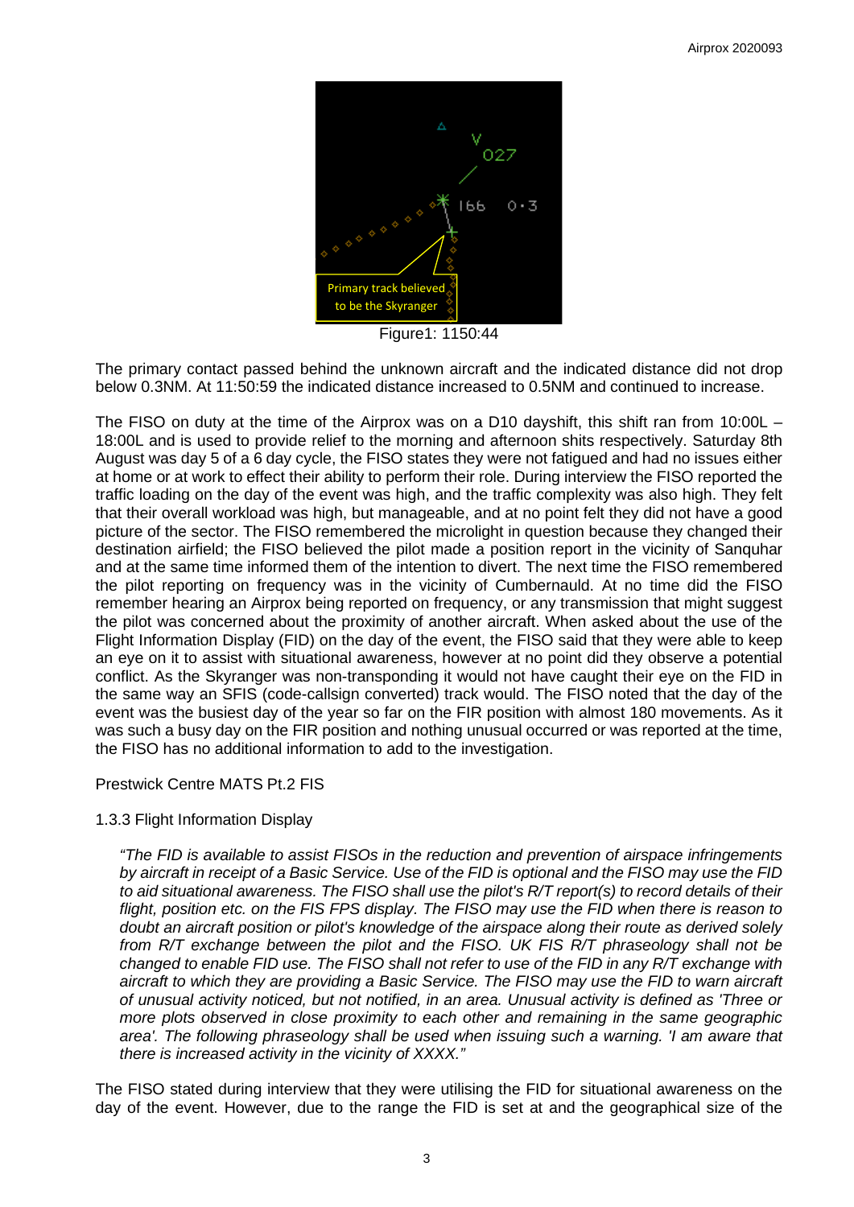Figure1: 1150:44

The primary contact passed behind the unknown aircraft and the indicated distance did not drop below 0.3NM. At 11:50:59 the indicated distance increased to 0.5NM and continued to increase.

The FISO on duty at the time of the Airprox was on a D10 dayshift, this shift ran from 10:00L – 18:00L and is used to provide relief to the morning and afternoon shits respectively. Saturday 8th August was day 5 of a 6 day cycle, the FISO states they were not fatigued and had no issues either at home or at work to effect their ability to perform their role. During interview the FISO reported the traffic loading on the day of the event was high, and the traffic complexity was also high. They felt that their overall workload was high, but manageable, and at no point felt they did not have a good picture of the sector. The FISO remembered the microlight in question because they changed their destination airfield; the FISO believed the pilot made a position report in the vicinity of Sanquhar and at the same time informed them of the intention to divert. The next time the FISO remembered the pilot reporting on frequency was in the vicinity of Cumbernauld. At no time did the FISO remember hearing an Airprox being reported on frequency, or any transmission that might suggest the pilot was concerned about the proximity of another aircraft. When asked about the use of the Flight Information Display (FID) on the day of the event, the FISO said that they were able to keep an eye on it to assist with situational awareness, however at no point did they observe a potential conflict. As the Skyranger was non-transponding it would not have caught their eye on the FID in the same way an SFIS (code-callsign converted) track would. The FISO noted that the day of the event was the busiest day of the year so far on the FIR position with almost 180 movements. As it was such a busy day on the FIR position and nothing unusual occurred or was reported at the time, the FISO has no additional information to add to the investigation.

Prestwick Centre MATS Pt.2 FIS

1.3.3 Flight Information Display

*"The FID is available to assist FISOs in the reduction and prevention of airspace infringements by aircraft in receipt of a Basic Service. Use of the FID is optional and the FISO may use the FID to aid situational awareness. The FISO shall use the pilot's R/T report(s) to record details of their flight, position etc. on the FIS FPS display. The FISO may use the FID when there is reason to doubt an aircraft position or pilot's knowledge of the airspace along their route as derived solely from R/T exchange between the pilot and the FISO. UK FIS R/T phraseology shall not be changed to enable FID use. The FISO shall not refer to use of the FID in any R/T exchange with aircraft to which they are providing a Basic Service. The FISO may use the FID to warn aircraft of unusual activity noticed, but not notified, in an area. Unusual activity is defined as 'Three or more plots observed in close proximity to each other and remaining in the same geographic area'. The following phraseology shall be used when issuing such a warning. 'I am aware that there is increased activity in the vicinity of XXXX."*

The FISO stated during interview that they were utilising the FID for situational awareness on the day of the event. However, due to the range the FID is set at and the geographical size of the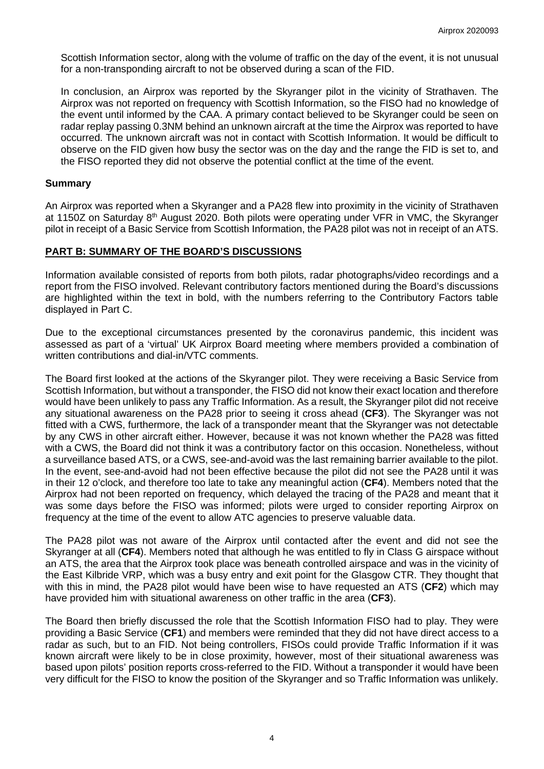Scottish Information sector, along with the volume of traffic on the day of the event, it is not unusual for a non-transponding aircraft to not be observed during a scan of the FID.

In conclusion, an Airprox was reported by the Skyranger pilot in the vicinity of Strathaven. The Airprox was not reported on frequency with Scottish Information, so the FISO had no knowledge of the event until informed by the CAA. A primary contact believed to be Skyranger could be seen on radar replay passing 0.3NM behind an unknown aircraft at the time the Airprox was reported to have occurred. The unknown aircraft was not in contact with Scottish Information. It would be difficult to observe on the FID given how busy the sector was on the day and the range the FID is set to, and the FISO reported they did not observe the potential conflict at the time of the event.

### Summary

An Airprox was reported when a Skyranger and a PA28 flew into proximity in the vicinity of Strathaven at 1150Z on Saturday 8th August 2020. Both pilots were operating under VFR in VMC, the Skyranger pilot in receipt of a Basic Service from Scottish Information, the PA28 pilot was not in receipt of an ATS.

## PART B: SUMMARY OF THE BOARD'S DISCUSSIONS

Information available consisted of reports from both pilots, radar photographs/video recordings and a report from the FISO involved. Relevant contributory factors mentioned during the Board's discussions are highlighted within the text in bold, with the numbers referring to the Contributory Factors table displayed in Part C.

Due to the exceptional circumstances presented by the coronavirus pandemic, this incident was assessed as part of a 'virtual' UK Airprox Board meeting where members provided a combination of written contributions and dial-in/VTC comments.

The Board first looked at the actions of the Skyranger pilot. They were receiving a Basic Service from Scottish Information, but without a transponder, the FISO did not know their exact location and therefore would have been unlikely to pass any Traffic Information. As a result, the Skyranger pilot did not receive any situational awareness on the PA28 prior to seeing it cross ahead (**CF3**). The Skyranger was not fitted with a CWS, furthermore, the lack of a transponder meant that the Skyranger was not detectable by any CWS in other aircraft either. However, because it was not known whether the PA28 was fitted with a CWS, the Board did not think it was a contributory factor on this occasion. Nonetheless, without a surveillance based ATS, or a CWS, see-and-avoid was the last remaining barrier available to the pilot. In the event, see-and-avoid had not been effective because the pilot did not see the PA28 until it was in their 12 o'clock, and therefore too late to take any meaningful action (**CF4**). Members noted that the Airprox had not been reported on frequency, which delayed the tracing of the PA28 and meant that it was some days before the FISO was informed; pilots were urged to consider reporting Airprox on frequency at the time of the event to allow ATC agencies to preserve valuable data.

The PA28 pilot was not aware of the Airprox until contacted after the event and did not see the Skyranger at all (**CF4**). Members noted that although he was entitled to fly in Class G airspace without an ATS, the area that the Airprox took place was beneath controlled airspace and was in the vicinity of the East Kilbride VRP, which was a busy entry and exit point for the Glasgow CTR. They thought that with this in mind, the PA28 pilot would have been wise to have requested an ATS (**CF2**) which may have provided him with situational awareness on other traffic in the area (**CF3**).

The Board then briefly discussed the role that the Scottish Information FISO had to play. They were providing a Basic Service (**CF1**) and members were reminded that they did not have direct access to a radar as such, but to an FID. Not being controllers, FISOs could provide Traffic Information if it was known aircraft were likely to be in close proximity, however, most of their situational awareness was based upon pilots' position reports cross-referred to the FID. Without a transponder it would have been very difficult for the FISO to know the position of the Skyranger and so Traffic Information was unlikely.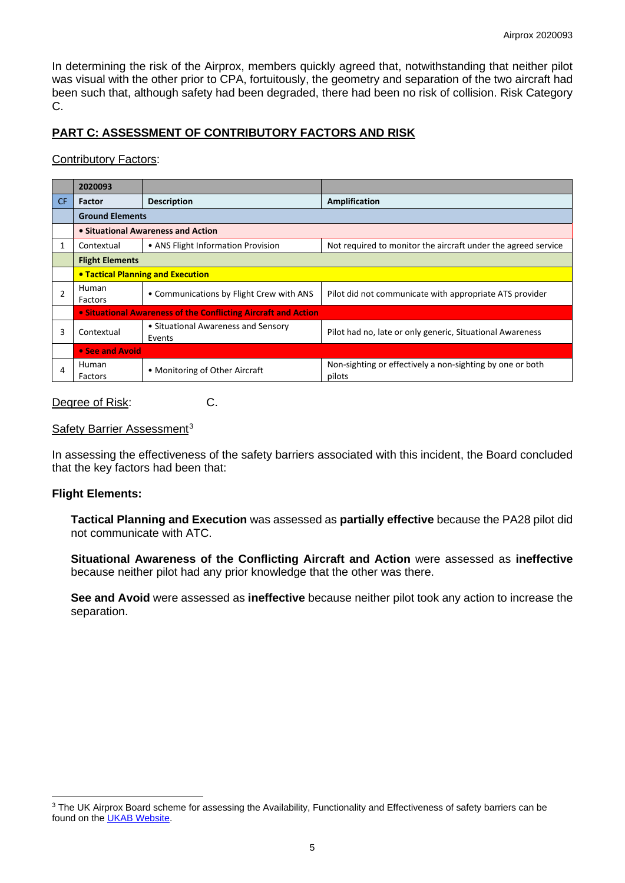In determining the risk of the Airprox, members quickly agreed that, notwithstanding that neither pilot was visual with the other prior to CPA, fortuitously, the geometry and separation of the two aircraft had been such that, although safety had been degraded, there had been no risk of collision. Risk Category C.

## PART C: ASSESSMENT OF CONTRIBUTORY FACTORS AND RISK

Contributory Factors:

| | 2020093 | | |
|---|---|---|---|
| CF | Factor | Description | Amplification |
| | **Ground Elements** | | |
| | **• Situational Awareness and Action** | | |
| 1 | Contextual | • ANS Flight Information Provision | Not required to monitor the aircraft under the agreed service |
| | **Flight Elements** | | |
| | **• Tactical Planning and Execution** | | |
| 2 | Human Factors | • Communications by Flight Crew with ANS | Pilot did not communicate with appropriate ATS provider |
| | **• Situational Awareness of the Conflicting Aircraft and Action** | | |
| 3 | Contextual | • Situational Awareness and Sensory Events | Pilot had no, late or only generic, Situational Awareness |
| | **• See and Avoid** | | |
| 4 | Human Factors | • Monitoring of Other Aircraft | Non-sighting or effectively a non-sighting by one or both pilots |

Degree of Risk: C.

Safety Barrier Assessment[3]

In assessing the effectiveness of the safety barriers associated with this incident, the Board concluded that the key factors had been that:

**Flight Elements:**

**Tactical Planning and Execution** was assessed as **partially effective** because the PA28 pilot did not communicate with ATC.

**Situational Awareness of the Conflicting Aircraft and Action** were assessed as **ineffective** because neither pilot had any prior knowledge that the other was there.

**See and Avoid** were assessed as **ineffective** because neither pilot took any action to increase the separation.

[3] The UK Airprox Board scheme for assessing the Availability, Functionality and Effectiveness of safety barriers can be found on the UKAB Website.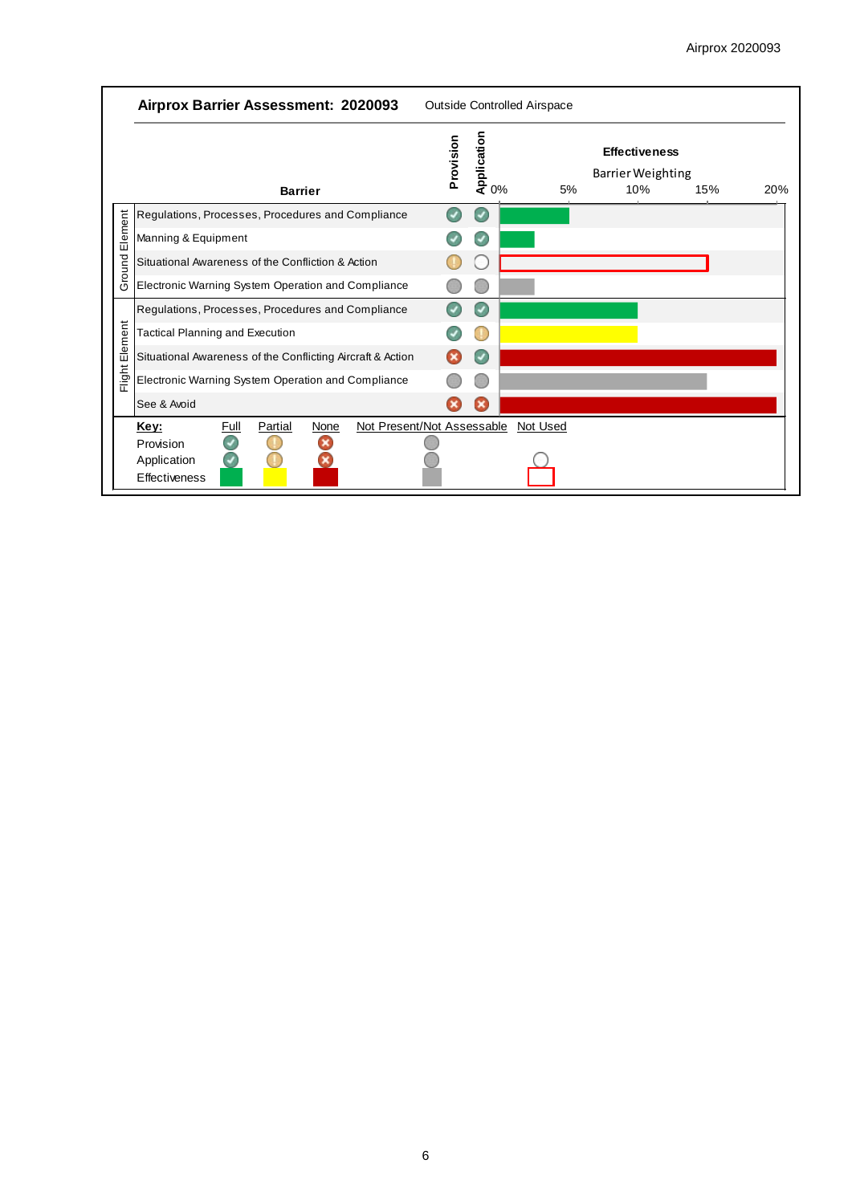**Airprox Barrier Assessment: 2020093** Outside Controlled Airspace

Barrier

Provision

Application

Effectiveness

Barrier Weighting

0% 5% 10% 15% 20%

Ground Element

Regulations, Processes, Procedures and Compliance

Manning & Equipment

Situational Awareness of the Confliction & Action

Electronic Warning System Operation and Compliance

Flight Element

Regulations, Processes, Procedures and Compliance

Tactical Planning and Execution

Situational Awareness of the Conflicting Aircraft & Action

Electronic Warning System Operation and Compliance

See & Avoid

**Key:** Full Partial None Not Present/Not Assessable Not Used

Provision

Application

Effectiveness